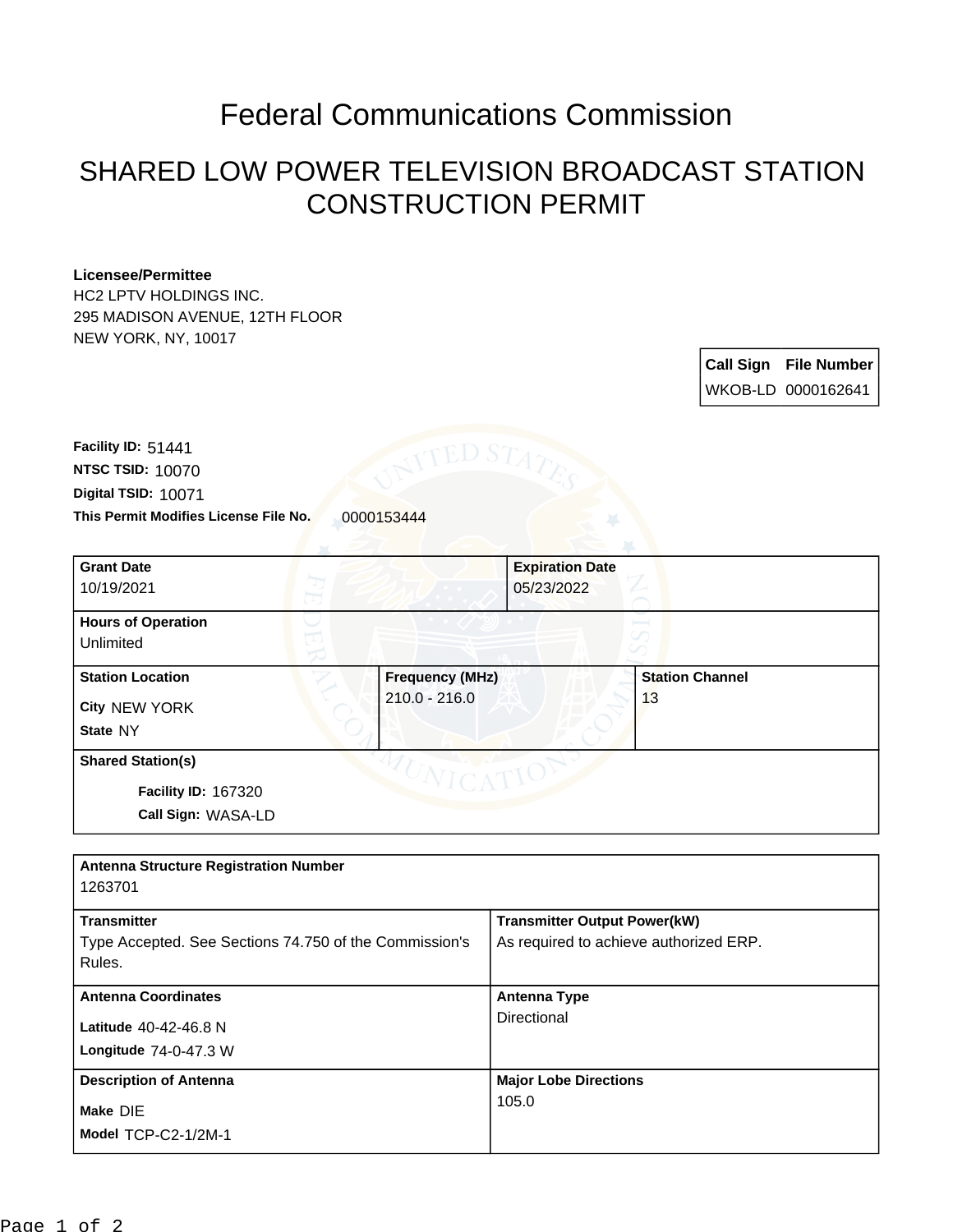# Federal Communications Commission

## SHARED LOW POWER TELEVISION BROADCAST STATION CONSTRUCTION PERMIT

**Licensee/Permittee**
HC2 LPTV HOLDINGS INC.
295 MADISON AVENUE, 12TH FLOOR
NEW YORK, NY, 10017

| Call Sign | File Number |
|---|---|
| WKOB-LD | 0000162641 |

**Facility ID:** 51441
**NTSC TSID:** 10070
**Digital TSID:** 10071
**This Permit Modifies License File No.** 0000153444

| **Grant Date** | **Expiration Date** |
|---|---|
| 10/19/2021 | 05/23/2022 |

**Hours of Operation**
Unlimited

| **Station Location** | **Frequency (MHz)** | **Station Channel** |
|---|---|---|
| City NEW YORK<br>State NY | 210.0 - 216.0 | 13 |

**Shared Station(s)**

Facility ID: 167320
Call Sign: WASA-LD

**Antenna Structure Registration Number**
1263701

| **Transmitter** | **Transmitter Output Power(kW)** |
|---|---|
| Type Accepted. See Sections 74.750 of the Commission's Rules. | As required to achieve authorized ERP. |
| **Antenna Coordinates** | **Antenna Type** |
| Latitude 40-42-46.8 N<br>Longitude 74-0-47.3 W | Directional |
| **Description of Antenna** | **Major Lobe Directions** |
| Make DIE<br>Model TCP-C2-1/2M-1 | 105.0 |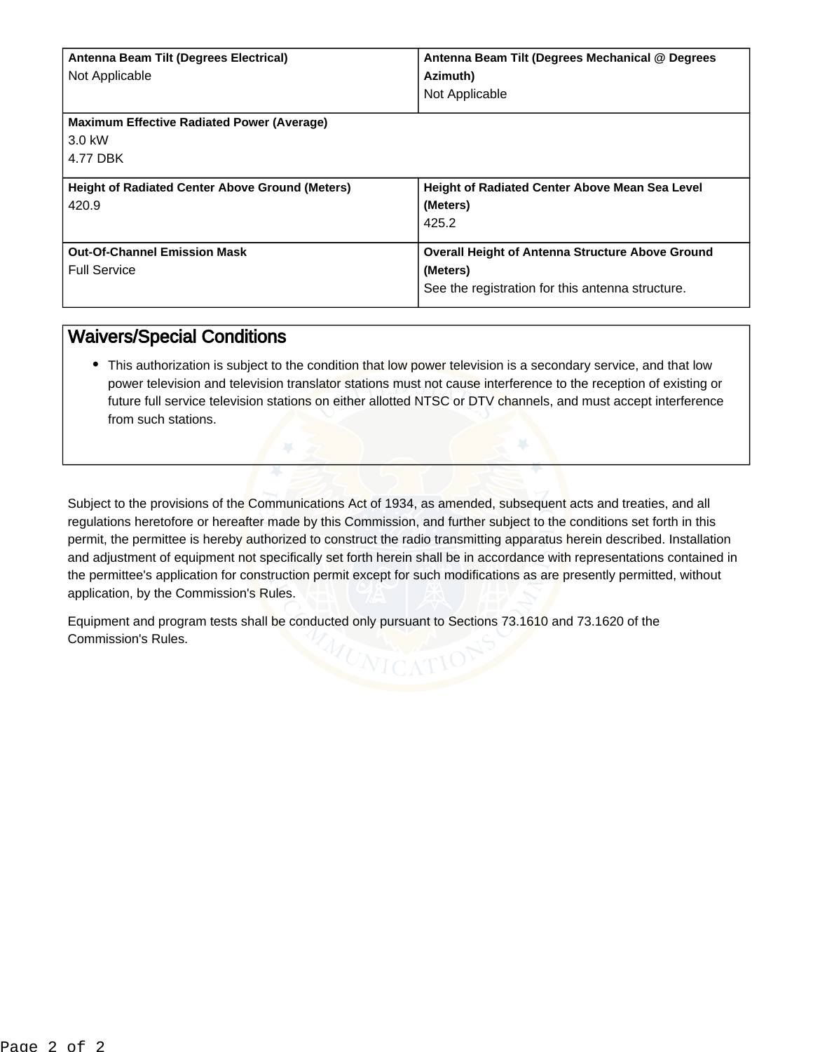| | |
|---|---|
| **Antenna Beam Tilt (Degrees Electrical)**<br>Not Applicable | **Antenna Beam Tilt (Degrees Mechanical @ Degrees Azimuth)**<br>Not Applicable |
| **Maximum Effective Radiated Power (Average)**<br>3.0 kW<br>4.77 DBK | |
| **Height of Radiated Center Above Ground (Meters)**<br>420.9 | **Height of Radiated Center Above Mean Sea Level (Meters)**<br>425.2 |
| **Out-Of-Channel Emission Mask**<br>Full Service | **Overall Height of Antenna Structure Above Ground (Meters)**<br>See the registration for this antenna structure. |

## Waivers/Special Conditions

- This authorization is subject to the condition that low power television is a secondary service, and that low power television and television translator stations must not cause interference to the reception of existing or future full service television stations on either allotted NTSC or DTV channels, and must accept interference from such stations.

Subject to the provisions of the Communications Act of 1934, as amended, subsequent acts and treaties, and all regulations heretofore or hereafter made by this Commission, and further subject to the conditions set forth in this permit, the permittee is hereby authorized to construct the radio transmitting apparatus herein described. Installation and adjustment of equipment not specifically set forth herein shall be in accordance with representations contained in the permittee's application for construction permit except for such modifications as are presently permitted, without application, by the Commission's Rules.

Equipment and program tests shall be conducted only pursuant to Sections 73.1610 and 73.1620 of the Commission's Rules.